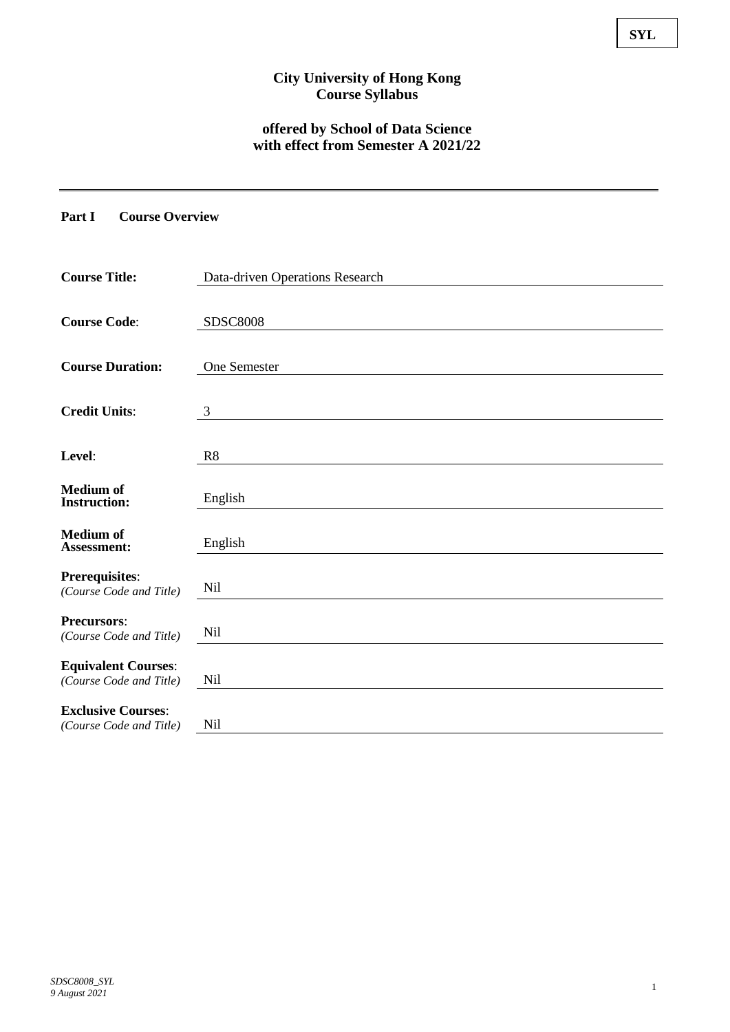SYL

# City University of Hong Kong
# Course Syllabus

## offered by School of Data Science
## with effect from Semester A 2021/22

---

## Part I Course Overview

| | |
|---|---|
| **Course Title:** | Data-driven Operations Research |
| **Course Code**: | SDSC8008 |
| **Course Duration:** | One Semester |
| **Credit Units**: | 3 |
| **Level**: | R8 |
| **Medium of Instruction:** | English |
| **Medium of Assessment:** | English |
| **Prerequisites**: *(Course Code and Title)* | Nil |
| **Precursors**: *(Course Code and Title)* | Nil |
| **Equivalent Courses**: *(Course Code and Title)* | Nil |
| **Exclusive Courses**: *(Course Code and Title)* | Nil |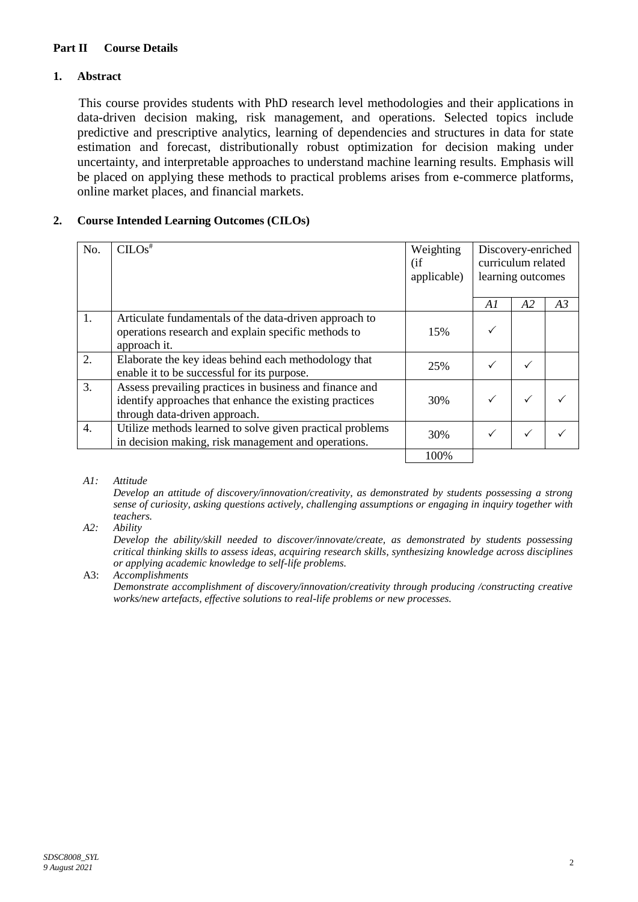**Part II Course Details**

**1. Abstract**

This course provides students with PhD research level methodologies and their applications in data-driven decision making, risk management, and operations. Selected topics include predictive and prescriptive analytics, learning of dependencies and structures in data for state estimation and forecast, distributionally robust optimization for decision making under uncertainty, and interpretable approaches to understand machine learning results. Emphasis will be placed on applying these methods to practical problems arises from e-commerce platforms, online market places, and financial markets.

**2. Course Intended Learning Outcomes (CILOs)**

| No. | CILOs# | Weighting (if applicable) | Discovery-enriched curriculum related learning outcomes | | |
|---|---|---|---|---|---|
| | | | *A1* | *A2* | *A3* |
| 1. | Articulate fundamentals of the data-driven approach to operations research and explain specific methods to approach it. | 15% | ✓ | | |
| 2. | Elaborate the key ideas behind each methodology that enable it to be successful for its purpose. | 25% | ✓ | ✓ | |
| 3. | Assess prevailing practices in business and finance and identify approaches that enhance the existing practices through data-driven approach. | 30% | ✓ | ✓ | ✓ |
| 4. | Utilize methods learned to solve given practical problems in decision making, risk management and operations. | 30% | ✓ | ✓ | ✓ |
| | | 100% | | | |

*A1: Attitude*
*Develop an attitude of discovery/innovation/creativity, as demonstrated by students possessing a strong sense of curiosity, asking questions actively, challenging assumptions or engaging in inquiry together with teachers.*

*A2: Ability*
*Develop the ability/skill needed to discover/innovate/create, as demonstrated by students possessing critical thinking skills to assess ideas, acquiring research skills, synthesizing knowledge across disciplines or applying academic knowledge to self-life problems.*

A3: *Accomplishments*
*Demonstrate accomplishment of discovery/innovation/creativity through producing /constructing creative works/new artefacts, effective solutions to real-life problems or new processes.*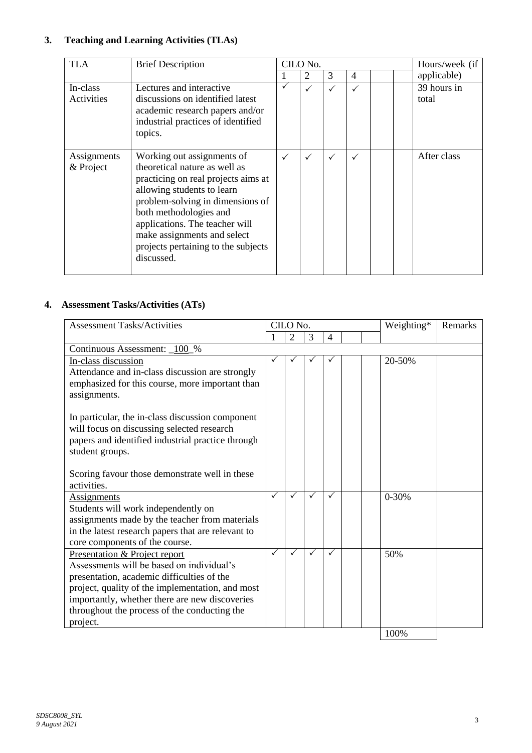## 3. Teaching and Learning Activities (TLAs)

| TLA | Brief Description | CILO No. | | | | | | Hours/week (if applicable) |
|---|---|---|---|---|---|---|---|---|
| | | 1 | 2 | 3 | 4 | | | |
| In-class Activities | Lectures and interactive discussions on identified latest academic research papers and/or industrial practices of identified topics. | ✓ | ✓ | ✓ | ✓ | | | 39 hours in total |
| Assignments & Project | Working out assignments of theoretical nature as well as practicing on real projects aims at allowing students to learn problem-solving in dimensions of both methodologies and applications. The teacher will make assignments and select projects pertaining to the subjects discussed. | ✓ | ✓ | ✓ | ✓ | | | After class |

## 4. Assessment Tasks/Activities (ATs)

| Assessment Tasks/Activities | CILO No. | | | | | | Weighting* | Remarks |
|---|---|---|---|---|---|---|---|---|
| | 1 | 2 | 3 | 4 | | | | |
| Continuous Assessment: _100_% | | | | | | | | |
| In-class discussion<br>Attendance and in-class discussion are strongly emphasized for this course, more important than assignments.<br><br>In particular, the in-class discussion component will focus on discussing selected research papers and identified industrial practice through student groups.<br><br>Scoring favour those demonstrate well in these activities. | ✓ | ✓ | ✓ | ✓ | | | 20-50% | |
| Assignments<br>Students will work independently on assignments made by the teacher from materials in the latest research papers that are relevant to core components of the course. | ✓ | ✓ | ✓ | ✓ | | | 0-30% | |
| Presentation & Project report<br>Assessments will be based on individual's presentation, academic difficulties of the project, quality of the implementation, and most importantly, whether there are new discoveries throughout the process of the conducting the project. | ✓ | ✓ | ✓ | ✓ | | | 50% | |
| | | | | | | | 100% | |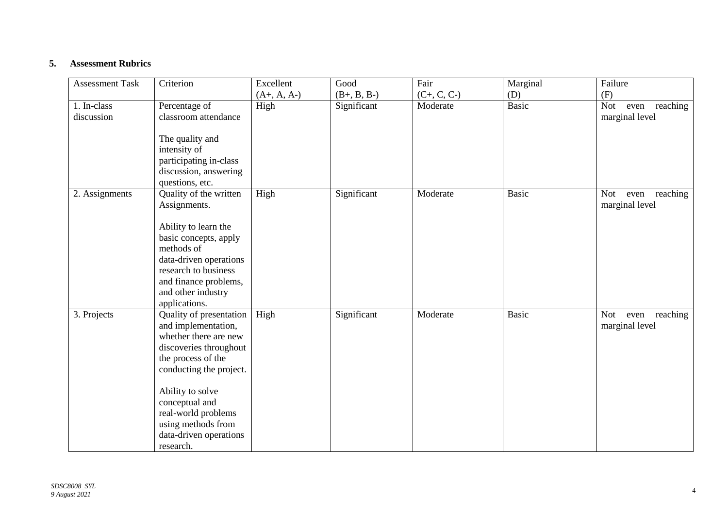## 5. Assessment Rubrics

| Assessment Task | Criterion | Excellent (A+, A, A-) | Good (B+, B, B-) | Fair (C+, C, C-) | Marginal (D) | Failure (F) |
|---|---|---|---|---|---|---|
| 1. In-class discussion | Percentage of classroom attendance<br><br>The quality and intensity of participating in-class discussion, answering questions, etc. | High | Significant | Moderate | Basic | Not even reaching marginal level |
| 2. Assignments | Quality of the written Assignments.<br><br>Ability to learn the basic concepts, apply methods of data-driven operations research to business and finance problems, and other industry applications. | High | Significant | Moderate | Basic | Not even reaching marginal level |
| 3. Projects | Quality of presentation and implementation, whether there are new discoveries throughout the process of the conducting the project.<br><br>Ability to solve conceptual and real-world problems using methods from data-driven operations research. | High | Significant | Moderate | Basic | Not even reaching marginal level |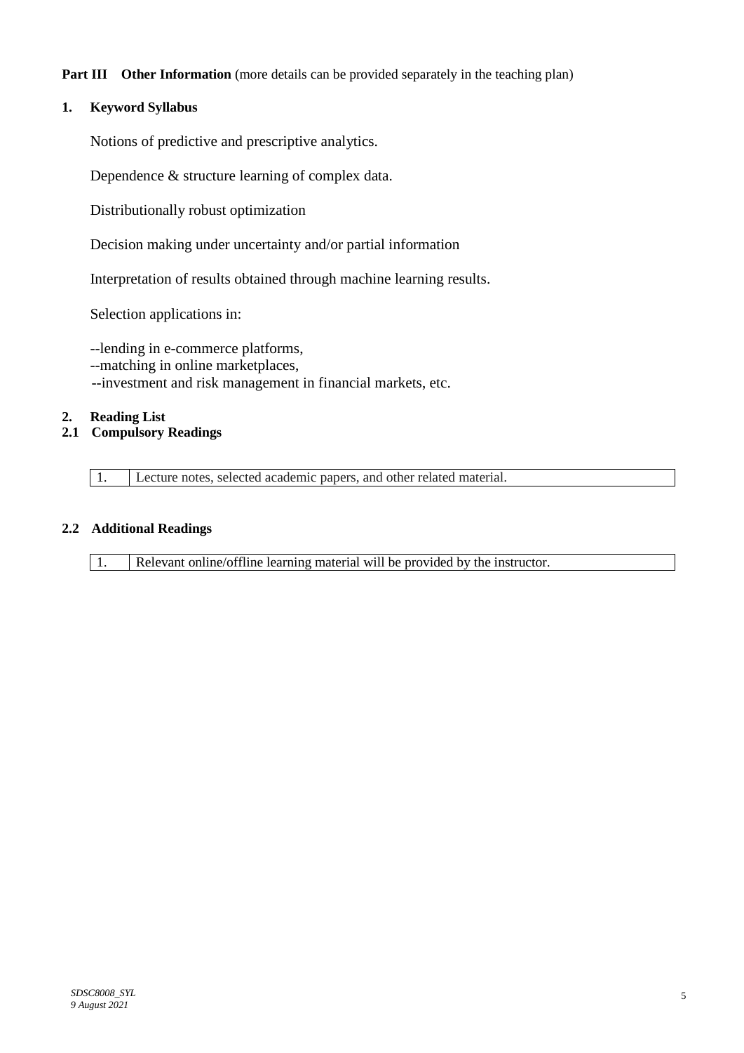**Part III Other Information** (more details can be provided separately in the teaching plan)

**1. Keyword Syllabus**

Notions of predictive and prescriptive analytics.

Dependence & structure learning of complex data.

Distributionally robust optimization

Decision making under uncertainty and/or partial information

Interpretation of results obtained through machine learning results.

Selection applications in:

--lending in e-commerce platforms,
--matching in online marketplaces,
--investment and risk management in financial markets, etc.

**2. Reading List**

**2.1 Compulsory Readings**

| | |
|---|---|
| 1. | Lecture notes, selected academic papers, and other related material. |

**2.2 Additional Readings**

| | |
|---|---|
| 1. | Relevant online/offline learning material will be provided by the instructor. |